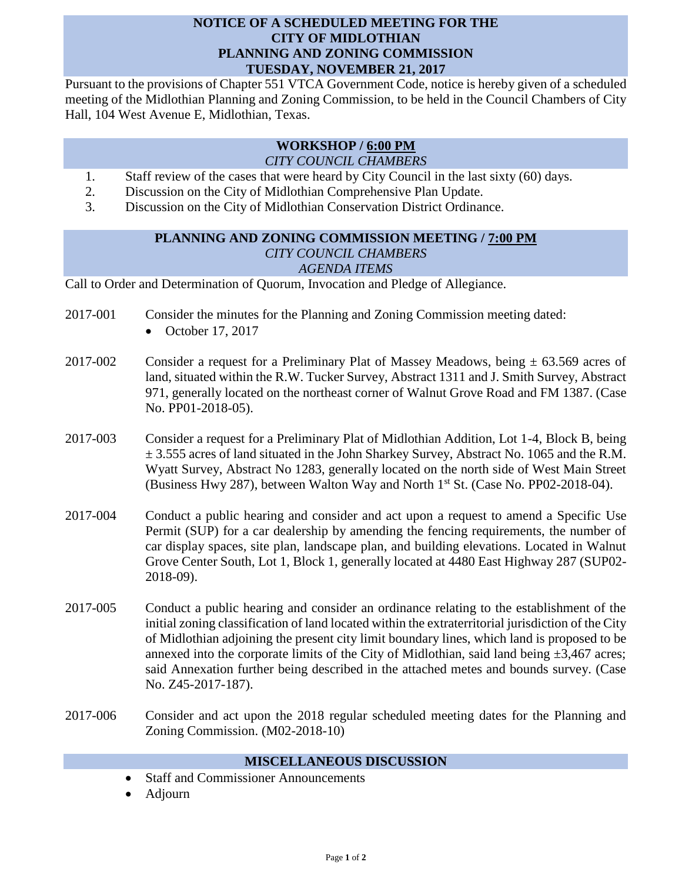# NOTICE OF A SCHEDULED MEETING FOR THE CITY OF MIDLOTHIAN PLANNING AND ZONING COMMISSION TUESDAY, NOVEMBER 21, 2017

Pursuant to the provisions of Chapter 551 VTCA Government Code, notice is hereby given of a scheduled meeting of the Midlothian Planning and Zoning Commission, to be held in the Council Chambers of City Hall, 104 West Avenue E, Midlothian, Texas.

## WORKSHOP / 6:00 PM

*CITY COUNCIL CHAMBERS*

1. Staff review of the cases that were heard by City Council in the last sixty (60) days.
2. Discussion on the City of Midlothian Comprehensive Plan Update.
3. Discussion on the City of Midlothian Conservation District Ordinance.

## PLANNING AND ZONING COMMISSION MEETING / 7:00 PM

*CITY COUNCIL CHAMBERS*

*AGENDA ITEMS*

Call to Order and Determination of Quorum, Invocation and Pledge of Allegiance.

2017-001 Consider the minutes for the Planning and Zoning Commission meeting dated:

- October 17, 2017

2017-002 Consider a request for a Preliminary Plat of Massey Meadows, being ± 63.569 acres of land, situated within the R.W. Tucker Survey, Abstract 1311 and J. Smith Survey, Abstract 971, generally located on the northeast corner of Walnut Grove Road and FM 1387. (Case No. PP01-2018-05).

2017-003 Consider a request for a Preliminary Plat of Midlothian Addition, Lot 1-4, Block B, being ± 3.555 acres of land situated in the John Sharkey Survey, Abstract No. 1065 and the R.M. Wyatt Survey, Abstract No 1283, generally located on the north side of West Main Street (Business Hwy 287), between Walton Way and North 1st St. (Case No. PP02-2018-04).

2017-004 Conduct a public hearing and consider and act upon a request to amend a Specific Use Permit (SUP) for a car dealership by amending the fencing requirements, the number of car display spaces, site plan, landscape plan, and building elevations. Located in Walnut Grove Center South, Lot 1, Block 1, generally located at 4480 East Highway 287 (SUP02-2018-09).

2017-005 Conduct a public hearing and consider an ordinance relating to the establishment of the initial zoning classification of land located within the extraterritorial jurisdiction of the City of Midlothian adjoining the present city limit boundary lines, which land is proposed to be annexed into the corporate limits of the City of Midlothian, said land being ±3,467 acres; said Annexation further being described in the attached metes and bounds survey. (Case No. Z45-2017-187).

2017-006 Consider and act upon the 2018 regular scheduled meeting dates for the Planning and Zoning Commission. (M02-2018-10)

## MISCELLANEOUS DISCUSSION

- Staff and Commissioner Announcements
- Adjourn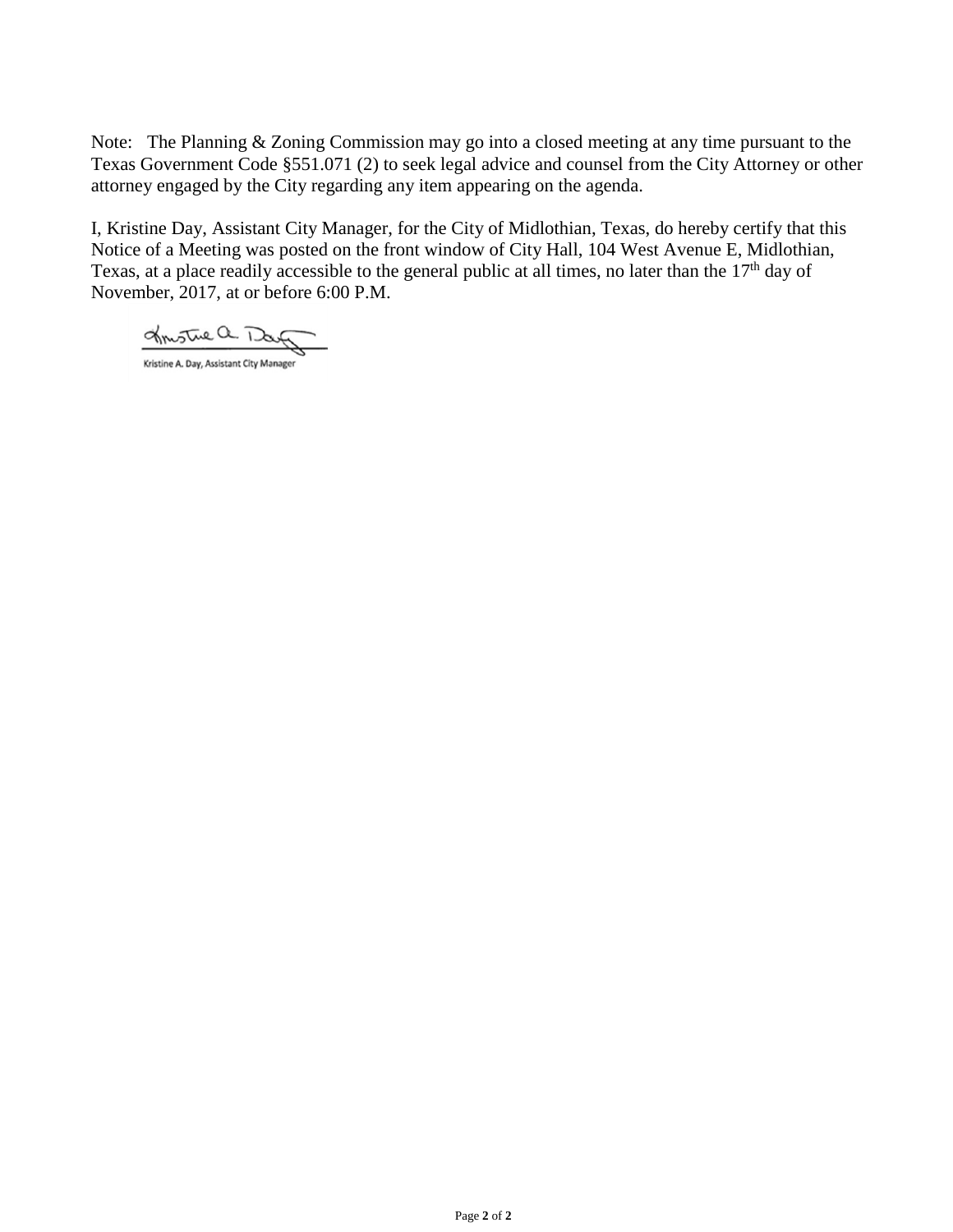Note: The Planning & Zoning Commission may go into a closed meeting at any time pursuant to the Texas Government Code §551.071 (2) to seek legal advice and counsel from the City Attorney or other attorney engaged by the City regarding any item appearing on the agenda.

I, Kristine Day, Assistant City Manager, for the City of Midlothian, Texas, do hereby certify that this Notice of a Meeting was posted on the front window of City Hall, 104 West Avenue E, Midlothian, Texas, at a place readily accessible to the general public at all times, no later than the 17th day of November, 2017, at or before 6:00 P.M.

Kristine A. Day, Assistant City Manager